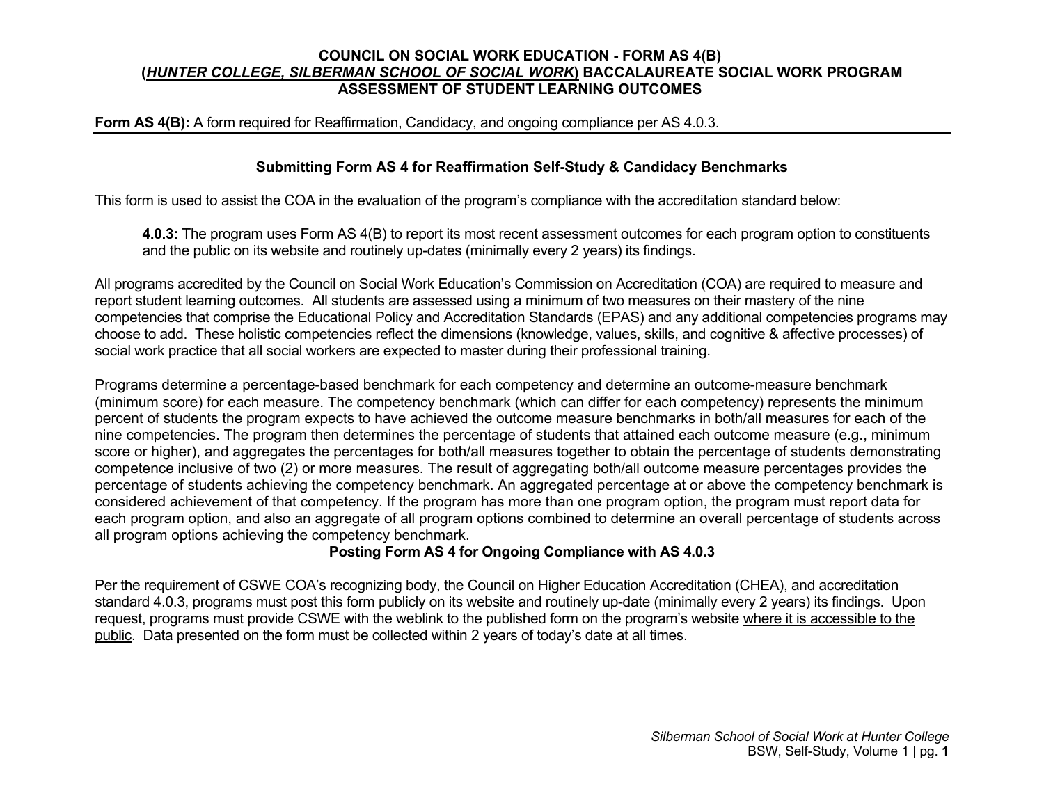**COUNCIL ON SOCIAL WORK EDUCATION - FORM AS 4(B)**
**(*HUNTER COLLEGE, SILBERMAN SCHOOL OF SOCIAL WORK*) BACCALAUREATE SOCIAL WORK PROGRAM**
**ASSESSMENT OF STUDENT LEARNING OUTCOMES**

**Form AS 4(B):** A form required for Reaffirmation, Candidacy, and ongoing compliance per AS 4.0.3.

## Submitting Form AS 4 for Reaffirmation Self-Study & Candidacy Benchmarks

This form is used to assist the COA in the evaluation of the program's compliance with the accreditation standard below:

> **4.0.3:** The program uses Form AS 4(B) to report its most recent assessment outcomes for each program option to constituents and the public on its website and routinely up-dates (minimally every 2 years) its findings.

All programs accredited by the Council on Social Work Education's Commission on Accreditation (COA) are required to measure and report student learning outcomes. All students are assessed using a minimum of two measures on their mastery of the nine competencies that comprise the Educational Policy and Accreditation Standards (EPAS) and any additional competencies programs may choose to add. These holistic competencies reflect the dimensions (knowledge, values, skills, and cognitive & affective processes) of social work practice that all social workers are expected to master during their professional training.

Programs determine a percentage-based benchmark for each competency and determine an outcome-measure benchmark (minimum score) for each measure. The competency benchmark (which can differ for each competency) represents the minimum percent of students the program expects to have achieved the outcome measure benchmarks in both/all measures for each of the nine competencies. The program then determines the percentage of students that attained each outcome measure (e.g., minimum score or higher), and aggregates the percentages for both/all measures together to obtain the percentage of students demonstrating competence inclusive of two (2) or more measures. The result of aggregating both/all outcome measure percentages provides the percentage of students achieving the competency benchmark. An aggregated percentage at or above the competency benchmark is considered achievement of that competency. If the program has more than one program option, the program must report data for each program option, and also an aggregate of all program options combined to determine an overall percentage of students across all program options achieving the competency benchmark.

## Posting Form AS 4 for Ongoing Compliance with AS 4.0.3

Per the requirement of CSWE COA's recognizing body, the Council on Higher Education Accreditation (CHEA), and accreditation standard 4.0.3, programs must post this form publicly on its website and routinely up-date (minimally every 2 years) its findings. Upon request, programs must provide CSWE with the weblink to the published form on the program's website <u>where it is accessible to the public</u>. Data presented on the form must be collected within 2 years of today's date at all times.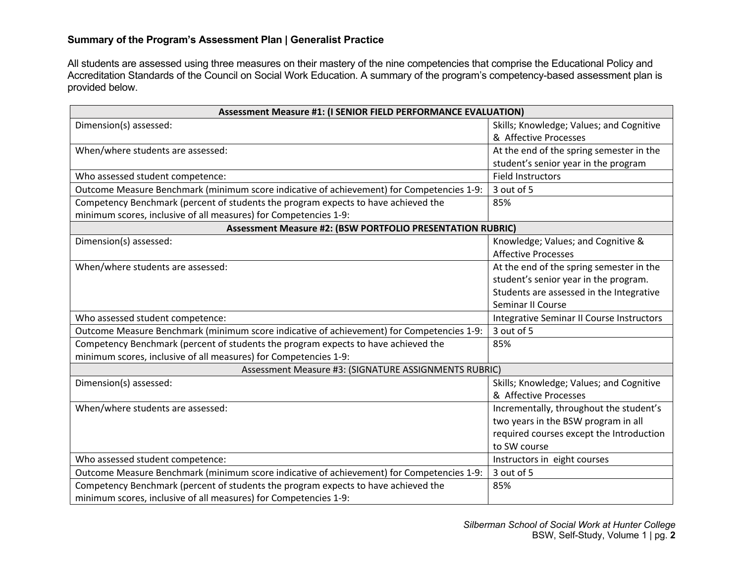### Summary of the Program's Assessment Plan | Generalist Practice

All students are assessed using three measures on their mastery of the nine competencies that comprise the Educational Policy and Accreditation Standards of the Council on Social Work Education. A summary of the program's competency-based assessment plan is provided below.

| **Assessment Measure #1: (I SENIOR FIELD PERFORMANCE EVALUATION)** | |
|---|---|
| Dimension(s) assessed: | Skills; Knowledge; Values; and Cognitive & Affective Processes |
| When/where students are assessed: | At the end of the spring semester in the student's senior year in the program |
| Who assessed student competence: | Field Instructors |
| Outcome Measure Benchmark (minimum score indicative of achievement) for Competencies 1-9: | 3 out of 5 |
| Competency Benchmark (percent of students the program expects to have achieved the minimum scores, inclusive of all measures) for Competencies 1-9: | 85% |
| **Assessment Measure #2: (BSW PORTFOLIO PRESENTATION RUBRIC)** | |
| Dimension(s) assessed: | Knowledge; Values; and Cognitive & Affective Processes |
| When/where students are assessed: | At the end of the spring semester in the student's senior year in the program. Students are assessed in the Integrative Seminar II Course |
| Who assessed student competence: | Integrative Seminar II Course Instructors |
| Outcome Measure Benchmark (minimum score indicative of achievement) for Competencies 1-9: | 3 out of 5 |
| Competency Benchmark (percent of students the program expects to have achieved the minimum scores, inclusive of all measures) for Competencies 1-9: | 85% |
| Assessment Measure #3: (SIGNATURE ASSIGNMENTS RUBRIC) | |
| Dimension(s) assessed: | Skills; Knowledge; Values; and Cognitive & Affective Processes |
| When/where students are assessed: | Incrementally, throughout the student's two years in the BSW program in all required courses except the Introduction to SW course |
| Who assessed student competence: | Instructors in eight courses |
| Outcome Measure Benchmark (minimum score indicative of achievement) for Competencies 1-9: | 3 out of 5 |
| Competency Benchmark (percent of students the program expects to have achieved the minimum scores, inclusive of all measures) for Competencies 1-9: | 85% |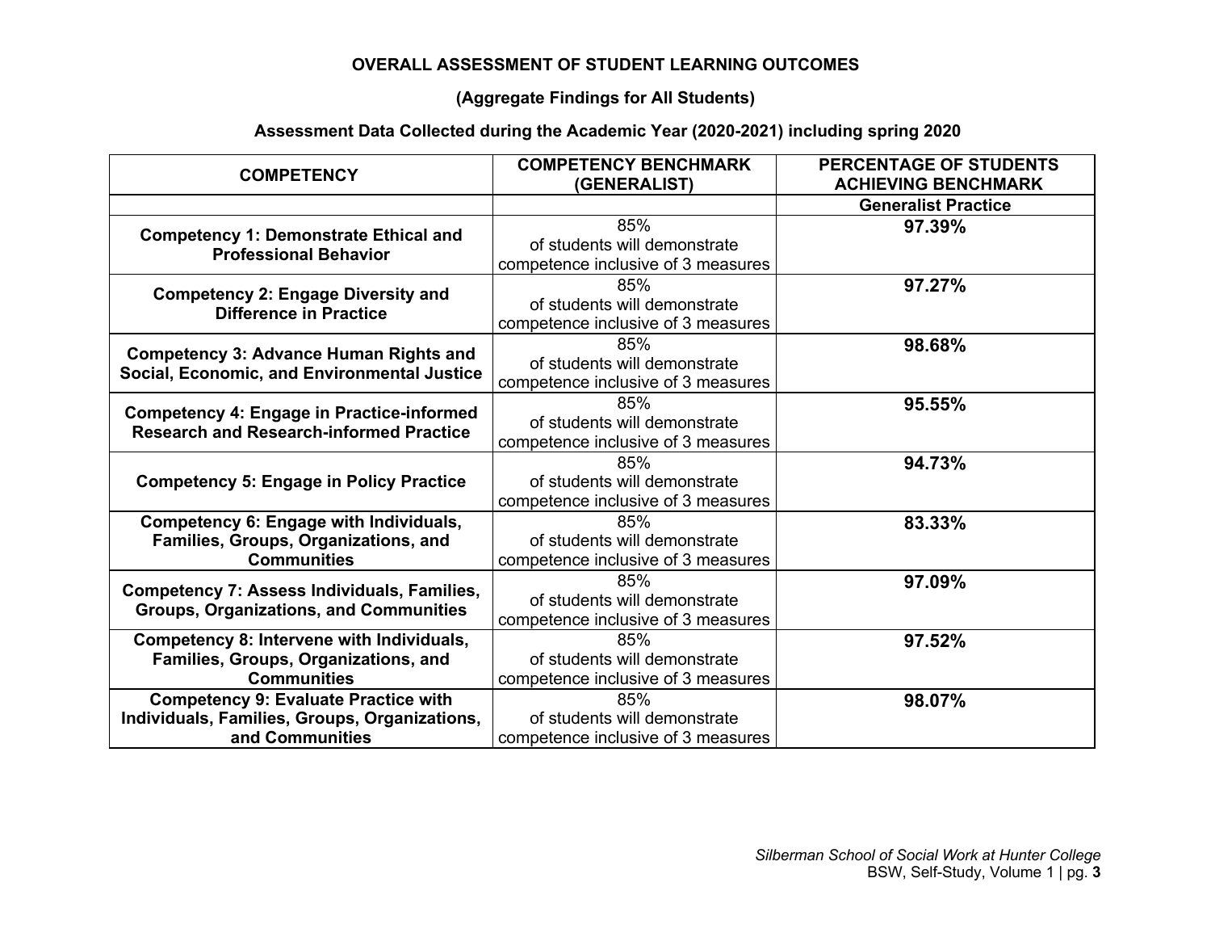**OVERALL ASSESSMENT OF STUDENT LEARNING OUTCOMES**

**(Aggregate Findings for All Students)**

**Assessment Data Collected during the Academic Year (2020-2021) including spring 2020**

| COMPETENCY | COMPETENCY BENCHMARK (GENERALIST) | PERCENTAGE OF STUDENTS ACHIEVING BENCHMARK |
|---|---|---|
| | | **Generalist Practice** |
| **Competency 1: Demonstrate Ethical and Professional Behavior** | 85% of students will demonstrate competence inclusive of 3 measures | **97.39%** |
| **Competency 2: Engage Diversity and Difference in Practice** | 85% of students will demonstrate competence inclusive of 3 measures | **97.27%** |
| **Competency 3: Advance Human Rights and Social, Economic, and Environmental Justice** | 85% of students will demonstrate competence inclusive of 3 measures | **98.68%** |
| **Competency 4: Engage in Practice-informed Research and Research-informed Practice** | 85% of students will demonstrate competence inclusive of 3 measures | **95.55%** |
| **Competency 5: Engage in Policy Practice** | 85% of students will demonstrate competence inclusive of 3 measures | **94.73%** |
| **Competency 6: Engage with Individuals, Families, Groups, Organizations, and Communities** | 85% of students will demonstrate competence inclusive of 3 measures | **83.33%** |
| **Competency 7: Assess Individuals, Families, Groups, Organizations, and Communities** | 85% of students will demonstrate competence inclusive of 3 measures | **97.09%** |
| **Competency 8: Intervene with Individuals, Families, Groups, Organizations, and Communities** | 85% of students will demonstrate competence inclusive of 3 measures | **97.52%** |
| **Competency 9: Evaluate Practice with Individuals, Families, Groups, Organizations, and Communities** | 85% of students will demonstrate competence inclusive of 3 measures | **98.07%** |